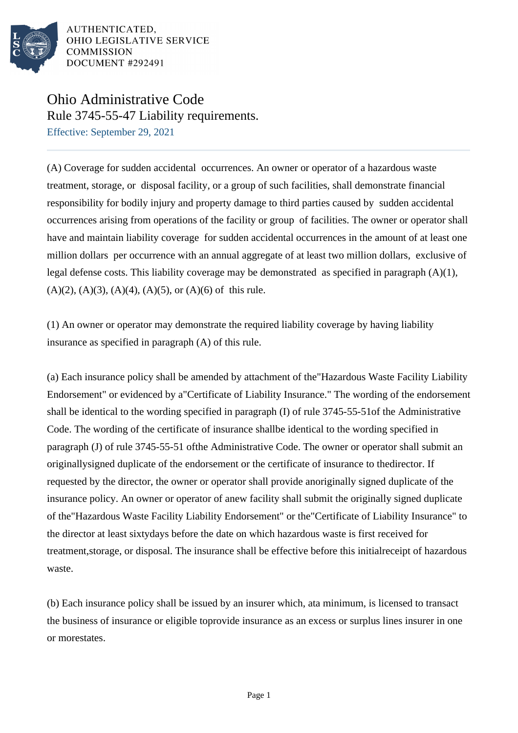# Ohio Administrative Code

## Rule 3745-55-47 Liability requirements.

Effective: September 29, 2021

(A) Coverage for sudden accidental occurrences. An owner or operator of a hazardous waste treatment, storage, or disposal facility, or a group of such facilities, shall demonstrate financial responsibility for bodily injury and property damage to third parties caused by sudden accidental occurrences arising from operations of the facility or group of facilities. The owner or operator shall have and maintain liability coverage for sudden accidental occurrences in the amount of at least one million dollars per occurrence with an annual aggregate of at least two million dollars, exclusive of legal defense costs. This liability coverage may be demonstrated as specified in paragraph (A)(1), (A)(2), (A)(3), (A)(4), (A)(5), or (A)(6) of this rule.

(1) An owner or operator may demonstrate the required liability coverage by having liability insurance as specified in paragraph (A) of this rule.

(a) Each insurance policy shall be amended by attachment of the"Hazardous Waste Facility Liability Endorsement" or evidenced by a"Certificate of Liability Insurance." The wording of the endorsement shall be identical to the wording specified in paragraph (I) of rule 3745-55-51of the Administrative Code. The wording of the certificate of insurance shallbe identical to the wording specified in paragraph (J) of rule 3745-55-51 ofthe Administrative Code. The owner or operator shall submit an originallysigned duplicate of the endorsement or the certificate of insurance to thedirector. If requested by the director, the owner or operator shall provide anoriginally signed duplicate of the insurance policy. An owner or operator of anew facility shall submit the originally signed duplicate of the"Hazardous Waste Facility Liability Endorsement" or the"Certificate of Liability Insurance" to the director at least sixtydays before the date on which hazardous waste is first received for treatment,storage, or disposal. The insurance shall be effective before this initialreceipt of hazardous waste.

(b) Each insurance policy shall be issued by an insurer which, ata minimum, is licensed to transact the business of insurance or eligible toprovide insurance as an excess or surplus lines insurer in one or morestates.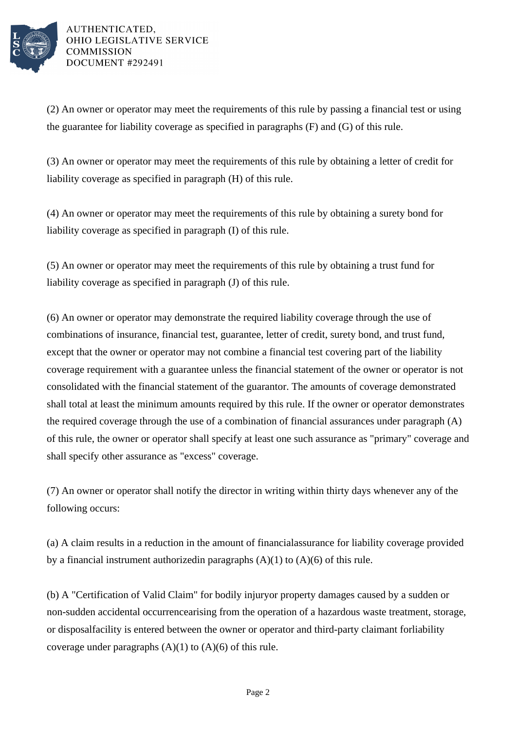(2) An owner or operator may meet the requirements of this rule by passing a financial test or using the guarantee for liability coverage as specified in paragraphs (F) and (G) of this rule.

(3) An owner or operator may meet the requirements of this rule by obtaining a letter of credit for liability coverage as specified in paragraph (H) of this rule.

(4) An owner or operator may meet the requirements of this rule by obtaining a surety bond for liability coverage as specified in paragraph (I) of this rule.

(5) An owner or operator may meet the requirements of this rule by obtaining a trust fund for liability coverage as specified in paragraph (J) of this rule.

(6) An owner or operator may demonstrate the required liability coverage through the use of combinations of insurance, financial test, guarantee, letter of credit, surety bond, and trust fund, except that the owner or operator may not combine a financial test covering part of the liability coverage requirement with a guarantee unless the financial statement of the owner or operator is not consolidated with the financial statement of the guarantor. The amounts of coverage demonstrated shall total at least the minimum amounts required by this rule. If the owner or operator demonstrates the required coverage through the use of a combination of financial assurances under paragraph (A) of this rule, the owner or operator shall specify at least one such assurance as "primary" coverage and shall specify other assurance as "excess" coverage.

(7) An owner or operator shall notify the director in writing within thirty days whenever any of the following occurs:

(a) A claim results in a reduction in the amount of financialassurance for liability coverage provided by a financial instrument authorizedin paragraphs (A)(1) to (A)(6) of this rule.

(b) A "Certification of Valid Claim" for bodily injuryor property damages caused by a sudden or non-sudden accidental occurrencearising from the operation of a hazardous waste treatment, storage, or disposalfacility is entered between the owner or operator and third-party claimant forliability coverage under paragraphs (A)(1) to (A)(6) of this rule.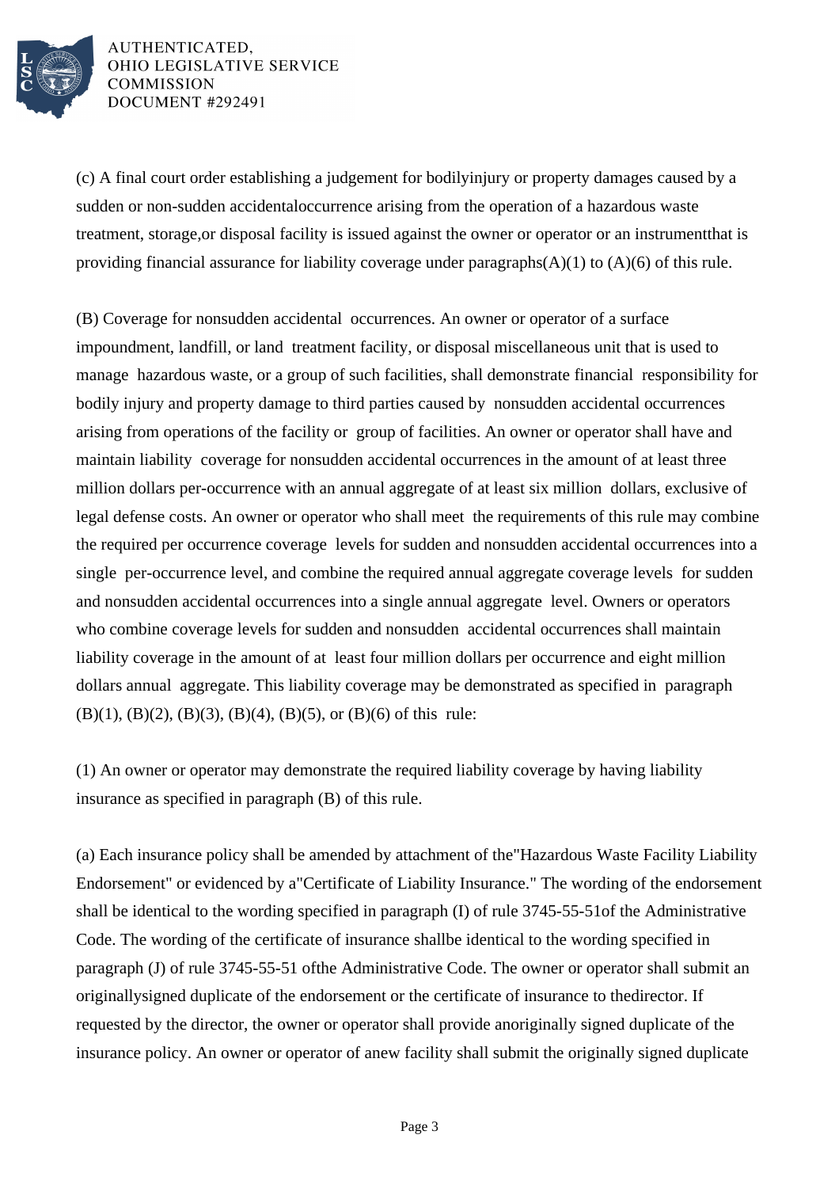(c) A final court order establishing a judgement for bodilyinjury or property damages caused by a sudden or non-sudden accidentaloccurrence arising from the operation of a hazardous waste treatment, storage,or disposal facility is issued against the owner or operator or an instrumentthat is providing financial assurance for liability coverage under paragraphs(A)(1) to (A)(6) of this rule.

(B) Coverage for nonsudden accidental occurrences. An owner or operator of a surface impoundment, landfill, or land treatment facility, or disposal miscellaneous unit that is used to manage hazardous waste, or a group of such facilities, shall demonstrate financial responsibility for bodily injury and property damage to third parties caused by nonsudden accidental occurrences arising from operations of the facility or group of facilities. An owner or operator shall have and maintain liability coverage for nonsudden accidental occurrences in the amount of at least three million dollars per-occurrence with an annual aggregate of at least six million dollars, exclusive of legal defense costs. An owner or operator who shall meet the requirements of this rule may combine the required per occurrence coverage levels for sudden and nonsudden accidental occurrences into a single per-occurrence level, and combine the required annual aggregate coverage levels for sudden and nonsudden accidental occurrences into a single annual aggregate level. Owners or operators who combine coverage levels for sudden and nonsudden accidental occurrences shall maintain liability coverage in the amount of at least four million dollars per occurrence and eight million dollars annual aggregate. This liability coverage may be demonstrated as specified in paragraph (B)(1), (B)(2), (B)(3), (B)(4), (B)(5), or (B)(6) of this rule:

(1) An owner or operator may demonstrate the required liability coverage by having liability insurance as specified in paragraph (B) of this rule.

(a) Each insurance policy shall be amended by attachment of the"Hazardous Waste Facility Liability Endorsement" or evidenced by a"Certificate of Liability Insurance." The wording of the endorsement shall be identical to the wording specified in paragraph (I) of rule 3745-55-51of the Administrative Code. The wording of the certificate of insurance shallbe identical to the wording specified in paragraph (J) of rule 3745-55-51 ofthe Administrative Code. The owner or operator shall submit an originallysigned duplicate of the endorsement or the certificate of insurance to thedirector. If requested by the director, the owner or operator shall provide anoriginally signed duplicate of the insurance policy. An owner or operator of anew facility shall submit the originally signed duplicate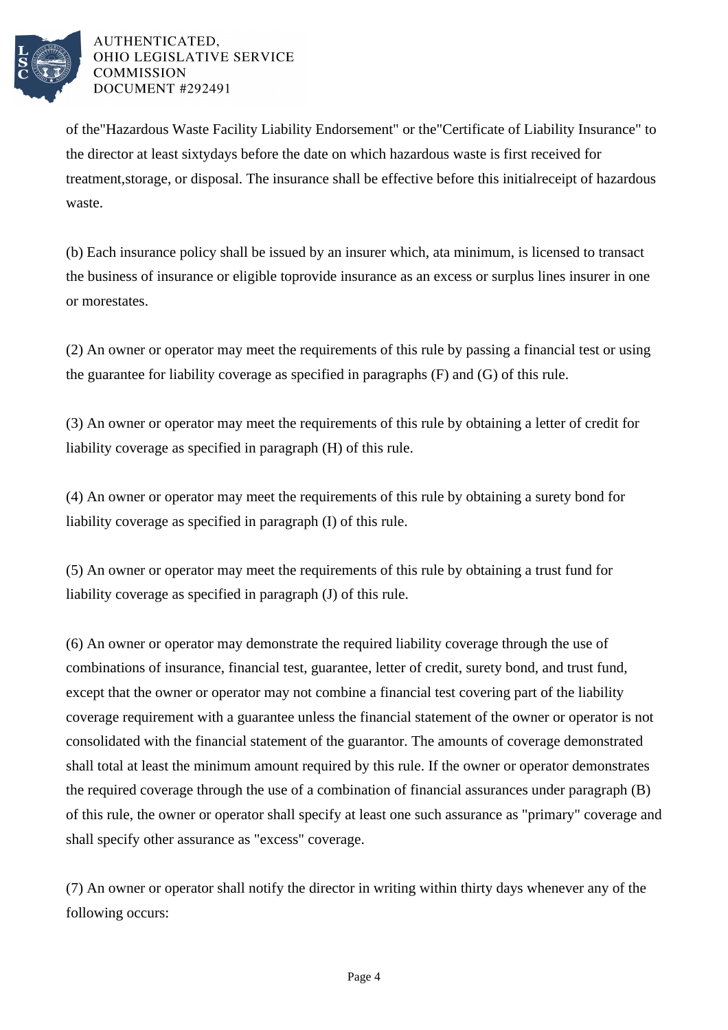of the"Hazardous Waste Facility Liability Endorsement" or the"Certificate of Liability Insurance" to the director at least sixtydays before the date on which hazardous waste is first received for treatment,storage, or disposal. The insurance shall be effective before this initialreceipt of hazardous waste.

(b) Each insurance policy shall be issued by an insurer which, ata minimum, is licensed to transact the business of insurance or eligible toprovide insurance as an excess or surplus lines insurer in one or morestates.

(2) An owner or operator may meet the requirements of this rule by passing a financial test or using the guarantee for liability coverage as specified in paragraphs (F) and (G) of this rule.

(3) An owner or operator may meet the requirements of this rule by obtaining a letter of credit for liability coverage as specified in paragraph (H) of this rule.

(4) An owner or operator may meet the requirements of this rule by obtaining a surety bond for liability coverage as specified in paragraph (I) of this rule.

(5) An owner or operator may meet the requirements of this rule by obtaining a trust fund for liability coverage as specified in paragraph (J) of this rule.

(6) An owner or operator may demonstrate the required liability coverage through the use of combinations of insurance, financial test, guarantee, letter of credit, surety bond, and trust fund, except that the owner or operator may not combine a financial test covering part of the liability coverage requirement with a guarantee unless the financial statement of the owner or operator is not consolidated with the financial statement of the guarantor. The amounts of coverage demonstrated shall total at least the minimum amount required by this rule. If the owner or operator demonstrates the required coverage through the use of a combination of financial assurances under paragraph (B) of this rule, the owner or operator shall specify at least one such assurance as "primary" coverage and shall specify other assurance as "excess" coverage.

(7) An owner or operator shall notify the director in writing within thirty days whenever any of the following occurs: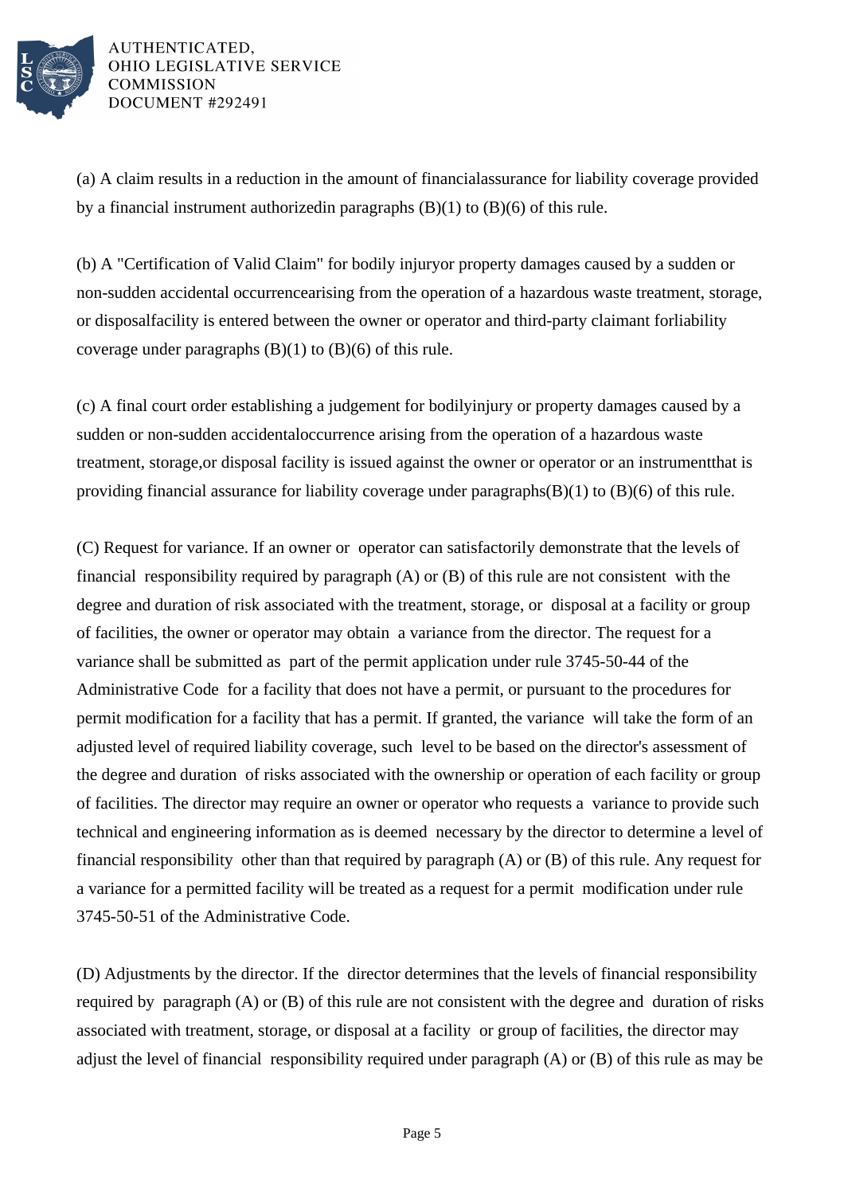(a) A claim results in a reduction in the amount of financialassurance for liability coverage provided by a financial instrument authorizedin paragraphs (B)(1) to (B)(6) of this rule.

(b) A "Certification of Valid Claim" for bodily injuryor property damages caused by a sudden or non-sudden accidental occurrencearising from the operation of a hazardous waste treatment, storage, or disposalfacility is entered between the owner or operator and third-party claimant forliability coverage under paragraphs (B)(1) to (B)(6) of this rule.

(c) A final court order establishing a judgement for bodilyinjury or property damages caused by a sudden or non-sudden accidentaloccurrence arising from the operation of a hazardous waste treatment, storage,or disposal facility is issued against the owner or operator or an instrumentthat is providing financial assurance for liability coverage under paragraphs(B)(1) to (B)(6) of this rule.

(C) Request for variance. If an owner or operator can satisfactorily demonstrate that the levels of financial responsibility required by paragraph (A) or (B) of this rule are not consistent with the degree and duration of risk associated with the treatment, storage, or disposal at a facility or group of facilities, the owner or operator may obtain a variance from the director. The request for a variance shall be submitted as part of the permit application under rule 3745-50-44 of the Administrative Code for a facility that does not have a permit, or pursuant to the procedures for permit modification for a facility that has a permit. If granted, the variance will take the form of an adjusted level of required liability coverage, such level to be based on the director's assessment of the degree and duration of risks associated with the ownership or operation of each facility or group of facilities. The director may require an owner or operator who requests a variance to provide such technical and engineering information as is deemed necessary by the director to determine a level of financial responsibility other than that required by paragraph (A) or (B) of this rule. Any request for a variance for a permitted facility will be treated as a request for a permit modification under rule 3745-50-51 of the Administrative Code.

(D) Adjustments by the director. If the director determines that the levels of financial responsibility required by paragraph (A) or (B) of this rule are not consistent with the degree and duration of risks associated with treatment, storage, or disposal at a facility or group of facilities, the director may adjust the level of financial responsibility required under paragraph (A) or (B) of this rule as may be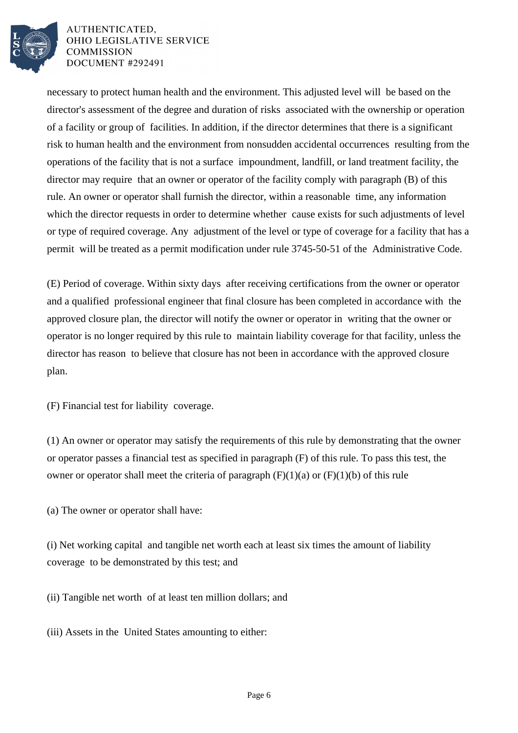necessary to protect human health and the environment. This adjusted level will be based on the director's assessment of the degree and duration of risks associated with the ownership or operation of a facility or group of facilities. In addition, if the director determines that there is a significant risk to human health and the environment from nonsudden accidental occurrences resulting from the operations of the facility that is not a surface impoundment, landfill, or land treatment facility, the director may require that an owner or operator of the facility comply with paragraph (B) of this rule. An owner or operator shall furnish the director, within a reasonable time, any information which the director requests in order to determine whether cause exists for such adjustments of level or type of required coverage. Any adjustment of the level or type of coverage for a facility that has a permit will be treated as a permit modification under rule 3745-50-51 of the Administrative Code.

(E) Period of coverage. Within sixty days after receiving certifications from the owner or operator and a qualified professional engineer that final closure has been completed in accordance with the approved closure plan, the director will notify the owner or operator in writing that the owner or operator is no longer required by this rule to maintain liability coverage for that facility, unless the director has reason to believe that closure has not been in accordance with the approved closure plan.

(F) Financial test for liability coverage.

(1) An owner or operator may satisfy the requirements of this rule by demonstrating that the owner or operator passes a financial test as specified in paragraph (F) of this rule. To pass this test, the owner or operator shall meet the criteria of paragraph (F)(1)(a) or (F)(1)(b) of this rule

(a) The owner or operator shall have:

(i) Net working capital and tangible net worth each at least six times the amount of liability coverage to be demonstrated by this test; and

(ii) Tangible net worth of at least ten million dollars; and

(iii) Assets in the United States amounting to either: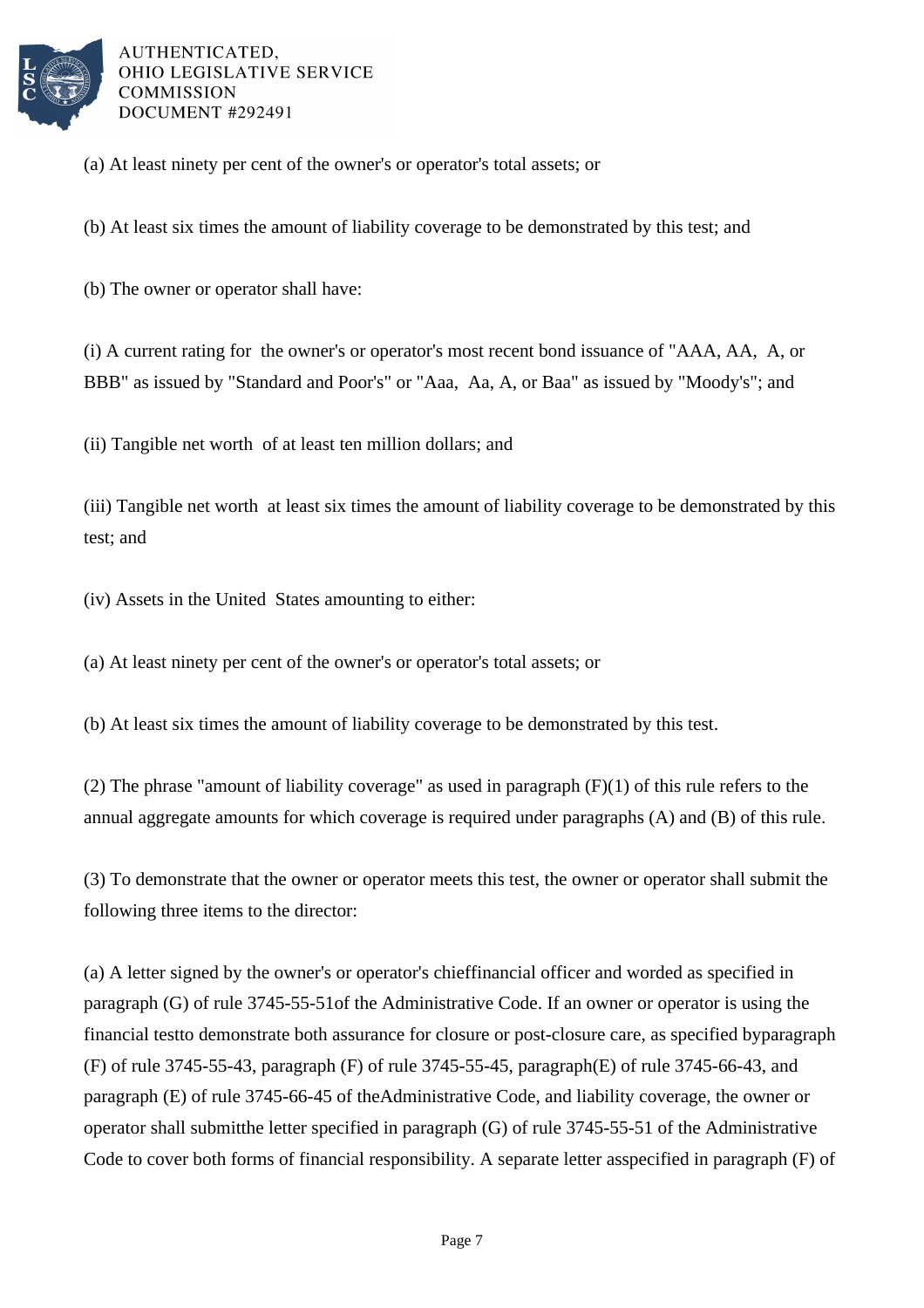(a) At least ninety per cent of the owner's or operator's total assets; or

(b) At least six times the amount of liability coverage to be demonstrated by this test; and

(b) The owner or operator shall have:

(i) A current rating for the owner's or operator's most recent bond issuance of "AAA, AA, A, or BBB" as issued by "Standard and Poor's" or "Aaa, Aa, A, or Baa" as issued by "Moody's"; and

(ii) Tangible net worth of at least ten million dollars; and

(iii) Tangible net worth at least six times the amount of liability coverage to be demonstrated by this test; and

(iv) Assets in the United States amounting to either:

(a) At least ninety per cent of the owner's or operator's total assets; or

(b) At least six times the amount of liability coverage to be demonstrated by this test.

(2) The phrase "amount of liability coverage" as used in paragraph (F)(1) of this rule refers to the annual aggregate amounts for which coverage is required under paragraphs (A) and (B) of this rule.

(3) To demonstrate that the owner or operator meets this test, the owner or operator shall submit the following three items to the director:

(a) A letter signed by the owner's or operator's chieffinancial officer and worded as specified in paragraph (G) of rule 3745-55-51of the Administrative Code. If an owner or operator is using the financial testto demonstrate both assurance for closure or post-closure care, as specified byparagraph (F) of rule 3745-55-43, paragraph (F) of rule 3745-55-45, paragraph(E) of rule 3745-66-43, and paragraph (E) of rule 3745-66-45 of theAdministrative Code, and liability coverage, the owner or operator shall submitthe letter specified in paragraph (G) of rule 3745-55-51 of the Administrative Code to cover both forms of financial responsibility. A separate letter asspecified in paragraph (F) of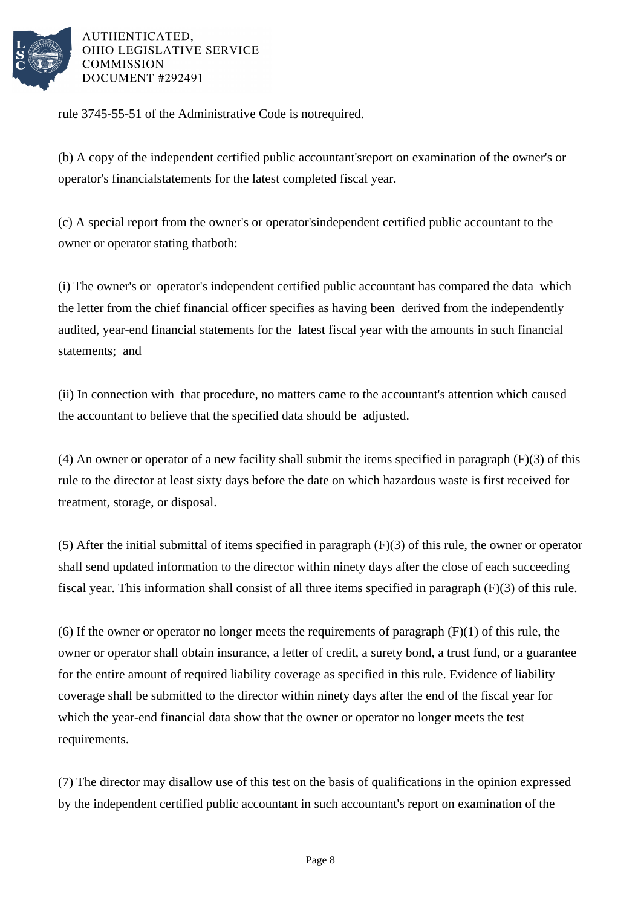rule 3745-55-51 of the Administrative Code is notrequired.

(b) A copy of the independent certified public accountant'sreport on examination of the owner's or operator's financialstatements for the latest completed fiscal year.

(c) A special report from the owner's or operator'sindependent certified public accountant to the owner or operator stating thatboth:

(i) The owner's or operator's independent certified public accountant has compared the data which the letter from the chief financial officer specifies as having been derived from the independently audited, year-end financial statements for the latest fiscal year with the amounts in such financial statements; and

(ii) In connection with that procedure, no matters came to the accountant's attention which caused the accountant to believe that the specified data should be adjusted.

(4) An owner or operator of a new facility shall submit the items specified in paragraph (F)(3) of this rule to the director at least sixty days before the date on which hazardous waste is first received for treatment, storage, or disposal.

(5) After the initial submittal of items specified in paragraph (F)(3) of this rule, the owner or operator shall send updated information to the director within ninety days after the close of each succeeding fiscal year. This information shall consist of all three items specified in paragraph (F)(3) of this rule.

(6) If the owner or operator no longer meets the requirements of paragraph (F)(1) of this rule, the owner or operator shall obtain insurance, a letter of credit, a surety bond, a trust fund, or a guarantee for the entire amount of required liability coverage as specified in this rule. Evidence of liability coverage shall be submitted to the director within ninety days after the end of the fiscal year for which the year-end financial data show that the owner or operator no longer meets the test requirements.

(7) The director may disallow use of this test on the basis of qualifications in the opinion expressed by the independent certified public accountant in such accountant's report on examination of the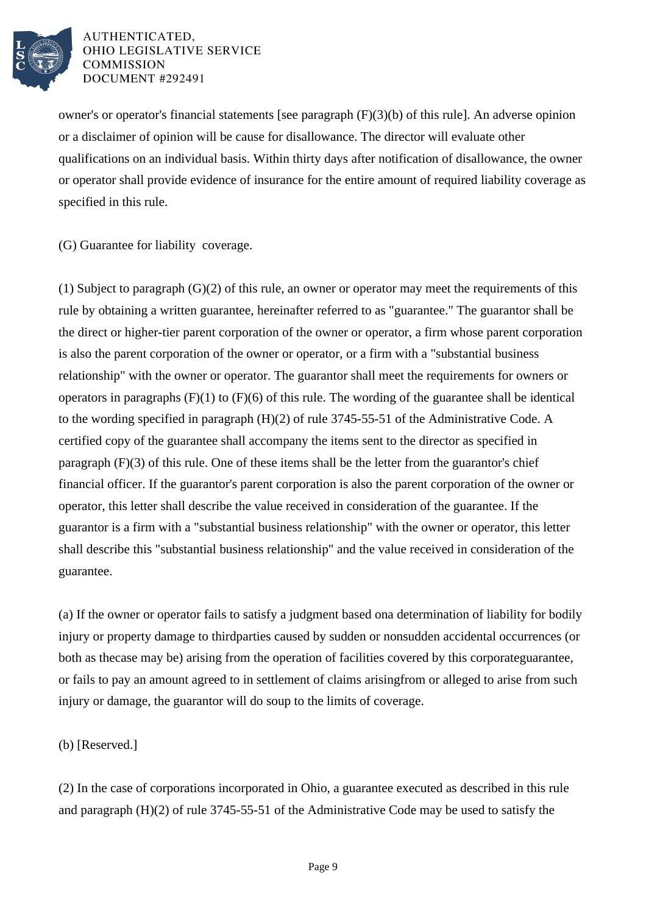owner's or operator's financial statements [see paragraph (F)(3)(b) of this rule]. An adverse opinion or a disclaimer of opinion will be cause for disallowance. The director will evaluate other qualifications on an individual basis. Within thirty days after notification of disallowance, the owner or operator shall provide evidence of insurance for the entire amount of required liability coverage as specified in this rule.

(G) Guarantee for liability coverage.

(1) Subject to paragraph (G)(2) of this rule, an owner or operator may meet the requirements of this rule by obtaining a written guarantee, hereinafter referred to as "guarantee." The guarantor shall be the direct or higher-tier parent corporation of the owner or operator, a firm whose parent corporation is also the parent corporation of the owner or operator, or a firm with a "substantial business relationship" with the owner or operator. The guarantor shall meet the requirements for owners or operators in paragraphs (F)(1) to (F)(6) of this rule. The wording of the guarantee shall be identical to the wording specified in paragraph (H)(2) of rule 3745-55-51 of the Administrative Code. A certified copy of the guarantee shall accompany the items sent to the director as specified in paragraph (F)(3) of this rule. One of these items shall be the letter from the guarantor's chief financial officer. If the guarantor's parent corporation is also the parent corporation of the owner or operator, this letter shall describe the value received in consideration of the guarantee. If the guarantor is a firm with a "substantial business relationship" with the owner or operator, this letter shall describe this "substantial business relationship" and the value received in consideration of the guarantee.

(a) If the owner or operator fails to satisfy a judgment based ona determination of liability for bodily injury or property damage to thirdparties caused by sudden or nonsudden accidental occurrences (or both as thecase may be) arising from the operation of facilities covered by this corporateguarantee, or fails to pay an amount agreed to in settlement of claims arisingfrom or alleged to arise from such injury or damage, the guarantor will do soup to the limits of coverage.

(b) [Reserved.]

(2) In the case of corporations incorporated in Ohio, a guarantee executed as described in this rule and paragraph (H)(2) of rule 3745-55-51 of the Administrative Code may be used to satisfy the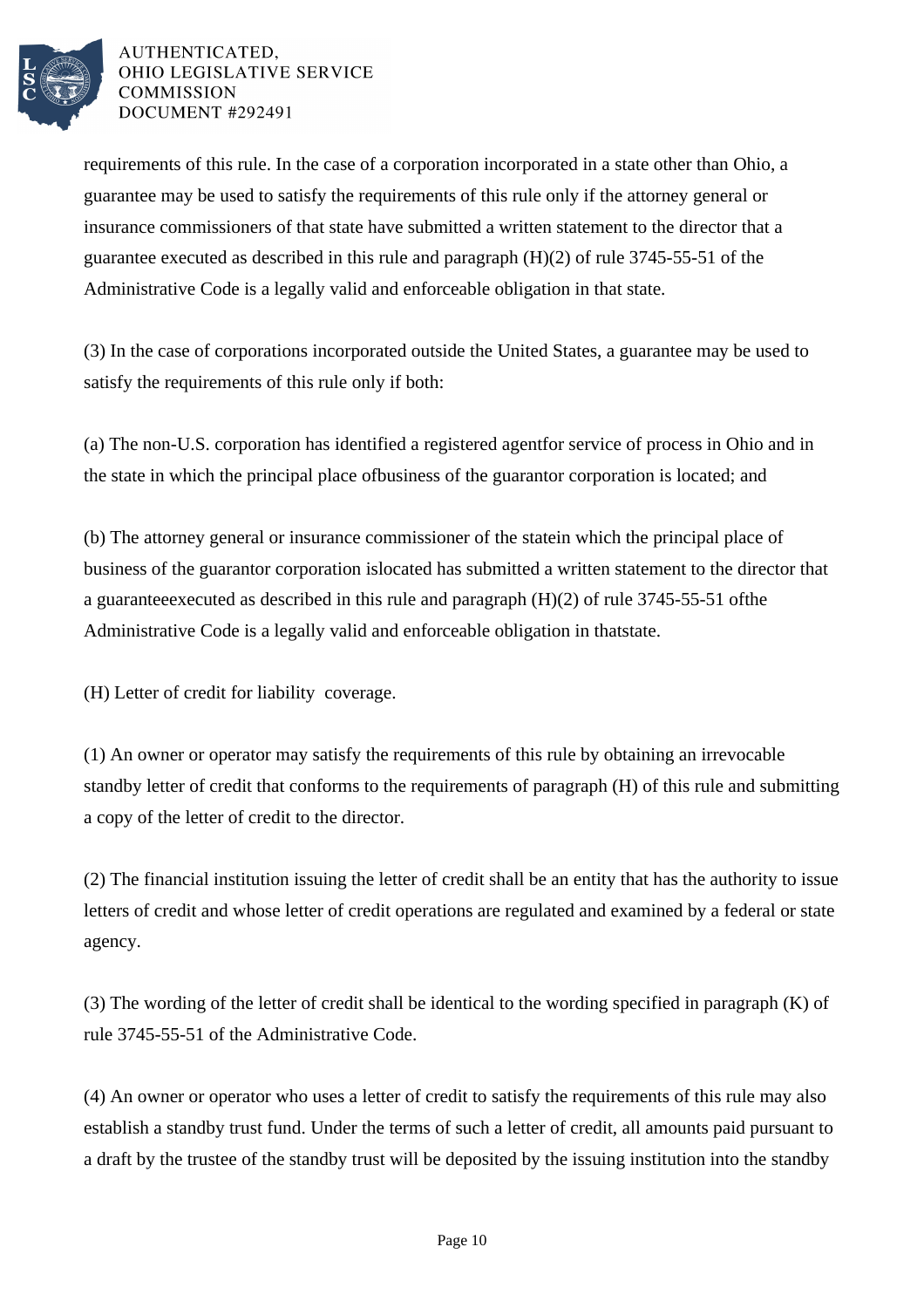requirements of this rule. In the case of a corporation incorporated in a state other than Ohio, a guarantee may be used to satisfy the requirements of this rule only if the attorney general or insurance commissioners of that state have submitted a written statement to the director that a guarantee executed as described in this rule and paragraph (H)(2) of rule 3745-55-51 of the Administrative Code is a legally valid and enforceable obligation in that state.

(3) In the case of corporations incorporated outside the United States, a guarantee may be used to satisfy the requirements of this rule only if both:

(a) The non-U.S. corporation has identified a registered agentfor service of process in Ohio and in the state in which the principal place ofbusiness of the guarantor corporation is located; and

(b) The attorney general or insurance commissioner of the statein which the principal place of business of the guarantor corporation islocated has submitted a written statement to the director that a guaranteeexecuted as described in this rule and paragraph (H)(2) of rule 3745-55-51 ofthe Administrative Code is a legally valid and enforceable obligation in thatstate.

(H) Letter of credit for liability coverage.

(1) An owner or operator may satisfy the requirements of this rule by obtaining an irrevocable standby letter of credit that conforms to the requirements of paragraph (H) of this rule and submitting a copy of the letter of credit to the director.

(2) The financial institution issuing the letter of credit shall be an entity that has the authority to issue letters of credit and whose letter of credit operations are regulated and examined by a federal or state agency.

(3) The wording of the letter of credit shall be identical to the wording specified in paragraph (K) of rule 3745-55-51 of the Administrative Code.

(4) An owner or operator who uses a letter of credit to satisfy the requirements of this rule may also establish a standby trust fund. Under the terms of such a letter of credit, all amounts paid pursuant to a draft by the trustee of the standby trust will be deposited by the issuing institution into the standby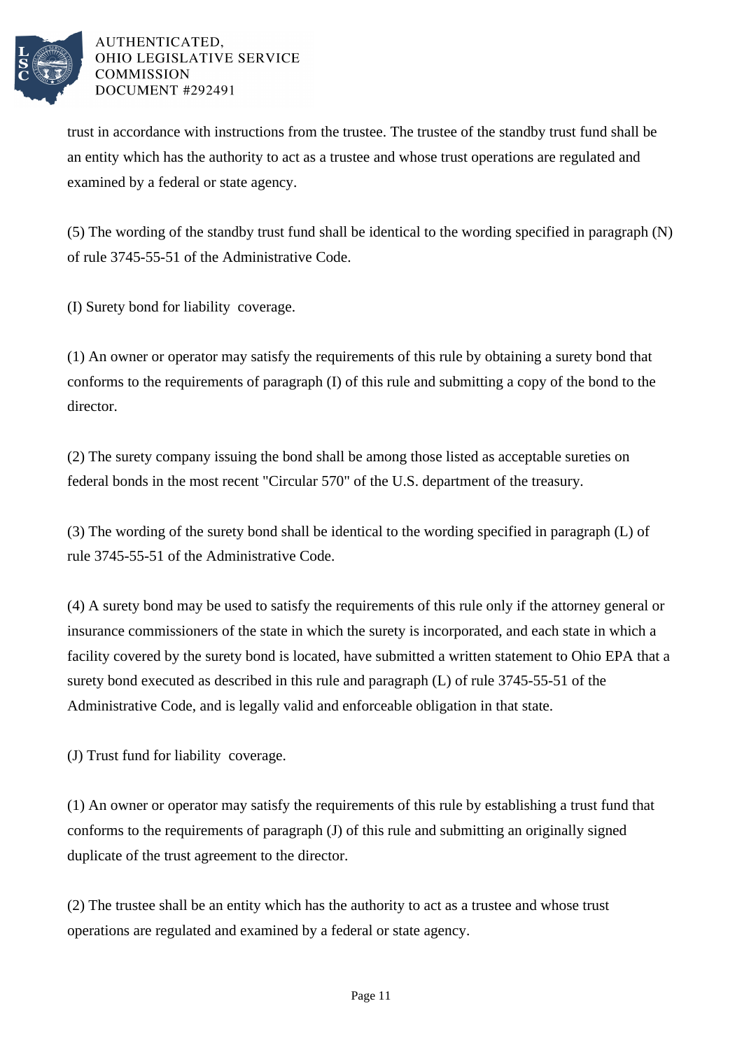trust in accordance with instructions from the trustee. The trustee of the standby trust fund shall be an entity which has the authority to act as a trustee and whose trust operations are regulated and examined by a federal or state agency.

(5) The wording of the standby trust fund shall be identical to the wording specified in paragraph (N) of rule 3745-55-51 of the Administrative Code.

(I) Surety bond for liability coverage.

(1) An owner or operator may satisfy the requirements of this rule by obtaining a surety bond that conforms to the requirements of paragraph (I) of this rule and submitting a copy of the bond to the director.

(2) The surety company issuing the bond shall be among those listed as acceptable sureties on federal bonds in the most recent "Circular 570" of the U.S. department of the treasury.

(3) The wording of the surety bond shall be identical to the wording specified in paragraph (L) of rule 3745-55-51 of the Administrative Code.

(4) A surety bond may be used to satisfy the requirements of this rule only if the attorney general or insurance commissioners of the state in which the surety is incorporated, and each state in which a facility covered by the surety bond is located, have submitted a written statement to Ohio EPA that a surety bond executed as described in this rule and paragraph (L) of rule 3745-55-51 of the Administrative Code, and is legally valid and enforceable obligation in that state.

(J) Trust fund for liability coverage.

(1) An owner or operator may satisfy the requirements of this rule by establishing a trust fund that conforms to the requirements of paragraph (J) of this rule and submitting an originally signed duplicate of the trust agreement to the director.

(2) The trustee shall be an entity which has the authority to act as a trustee and whose trust operations are regulated and examined by a federal or state agency.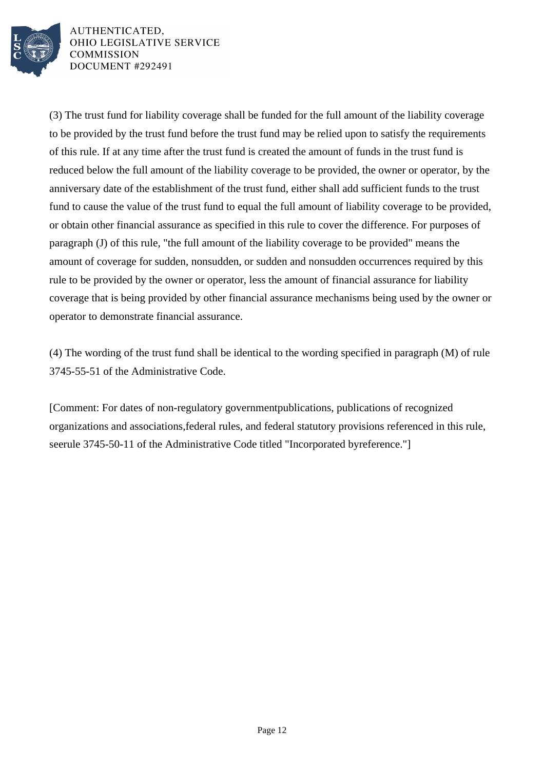(3) The trust fund for liability coverage shall be funded for the full amount of the liability coverage to be provided by the trust fund before the trust fund may be relied upon to satisfy the requirements of this rule. If at any time after the trust fund is created the amount of funds in the trust fund is reduced below the full amount of the liability coverage to be provided, the owner or operator, by the anniversary date of the establishment of the trust fund, either shall add sufficient funds to the trust fund to cause the value of the trust fund to equal the full amount of liability coverage to be provided, or obtain other financial assurance as specified in this rule to cover the difference. For purposes of paragraph (J) of this rule, "the full amount of the liability coverage to be provided" means the amount of coverage for sudden, nonsudden, or sudden and nonsudden occurrences required by this rule to be provided by the owner or operator, less the amount of financial assurance for liability coverage that is being provided by other financial assurance mechanisms being used by the owner or operator to demonstrate financial assurance.

(4) The wording of the trust fund shall be identical to the wording specified in paragraph (M) of rule 3745-55-51 of the Administrative Code.

[Comment: For dates of non-regulatory governmentpublications, publications of recognized organizations and associations,federal rules, and federal statutory provisions referenced in this rule, seerule 3745-50-11 of the Administrative Code titled "Incorporated byreference."]